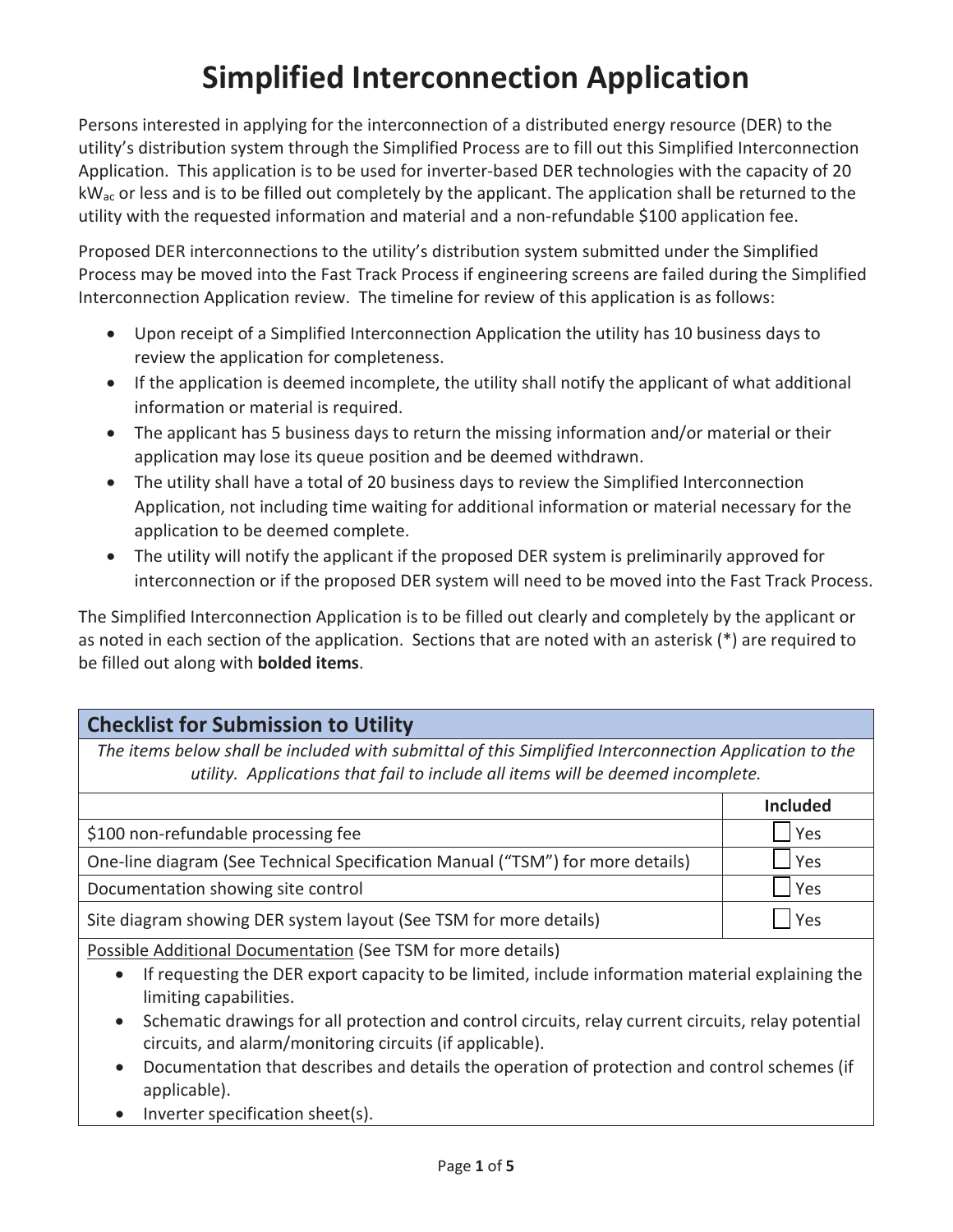# Simplified Interconnection Application

Persons interested in applying for the interconnection of a distributed energy resource (DER) to the utility's distribution system through the Simplified Process are to fill out this Simplified Interconnection Application. This application is to be used for inverter-based DER technologies with the capacity of 20 $kW_{ac}$ or less and is to be filled out completely by the applicant. The application shall be returned to the utility with the requested information and material and a non-refundable $100 application fee.

Proposed DER interconnections to the utility's distribution system submitted under the Simplified Process may be moved into the Fast Track Process if engineering screens are failed during the Simplified Interconnection Application review. The timeline for review of this application is as follows:

- Upon receipt of a Simplified Interconnection Application the utility has 10 business days to review the application for completeness.
- If the application is deemed incomplete, the utility shall notify the applicant of what additional information or material is required.
- The applicant has 5 business days to return the missing information and/or material or their application may lose its queue position and be deemed withdrawn.
- The utility shall have a total of 20 business days to review the Simplified Interconnection Application, not including time waiting for additional information or material necessary for the application to be deemed complete.
- The utility will notify the applicant if the proposed DER system is preliminarily approved for interconnection or if the proposed DER system will need to be moved into the Fast Track Process.

The Simplified Interconnection Application is to be filled out clearly and completely by the applicant or as noted in each section of the application. Sections that are noted with an asterisk (*) are required to be filled out along with **bolded items**.

## Checklist for Submission to Utility

*The items below shall be included with submittal of this Simplified Interconnection Application to the utility. Applications that fail to include all items will be deemed incomplete.*

| | Included |
|---|---|
| $100 non-refundable processing fee | ☐ Yes |
| One-line diagram (See Technical Specification Manual ("TSM") for more details) | ☐ Yes |
| Documentation showing site control | ☐ Yes |
| Site diagram showing DER system layout (See TSM for more details) | ☐ Yes |

Possible Additional Documentation (See TSM for more details)

- If requesting the DER export capacity to be limited, include information material explaining the limiting capabilities.
- Schematic drawings for all protection and control circuits, relay current circuits, relay potential circuits, and alarm/monitoring circuits (if applicable).
- Documentation that describes and details the operation of protection and control schemes (if applicable).
- Inverter specification sheet(s).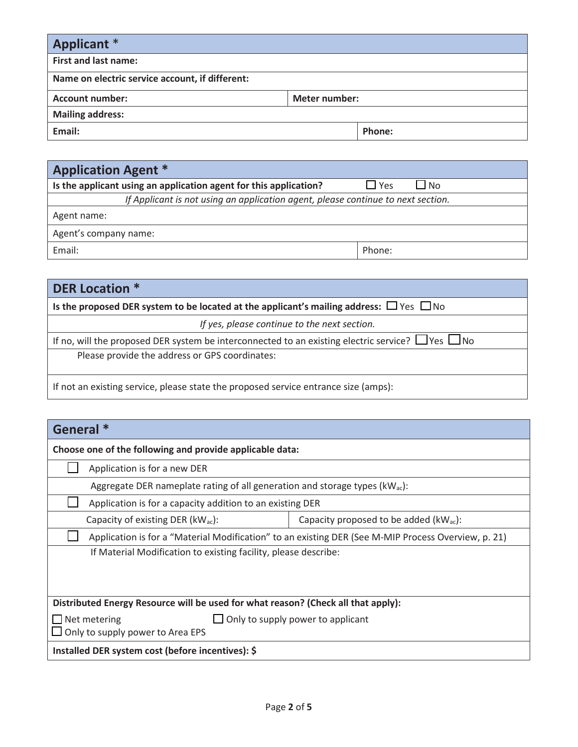## Applicant *

| **First and last name:** | |
|---|---|
| **Name on electric service account, if different:** | |
| **Account number:** | **Meter number:** |
| **Mailing address:** | |
| **Email:** | **Phone:** |

## Application Agent *

| **Is the applicant using an application agent for this application?** | ☐ Yes ☐ No |
|---|---|
| *If Applicant is not using an application agent, please continue to next section.* | |
| Agent name: | |
| Agent's company name: | |
| Email: | Phone: |

## DER Location *

**Is the proposed DER system to be located at the applicant's mailing address:** ☐ Yes ☐ No

*If yes, please continue to the next section.*

If no, will the proposed DER system be interconnected to an existing electric service? ☐ Yes ☐ No

Please provide the address or GPS coordinates:

If not an existing service, please state the proposed service entrance size (amps):

## General *

**Choose one of the following and provide applicable data:**

☐ Application is for a new DER

Aggregate DER nameplate rating of all generation and storage types ($kW_{ac}$):

☐ Application is for a capacity addition to an existing DER

| Capacity of existing DER ($kW_{ac}$): | Capacity proposed to be added ($kW_{ac}$): |
|---|---|

☐ Application is for a "Material Modification" to an existing DER (See M-MIP Process Overview, p. 21)

If Material Modification to existing facility, please describe:

**Distributed Energy Resource will be used for what reason? (Check all that apply):**

☐ Net metering ☐ Only to supply power to applicant
☐ Only to supply power to Area EPS

**Installed DER system cost (before incentives): $**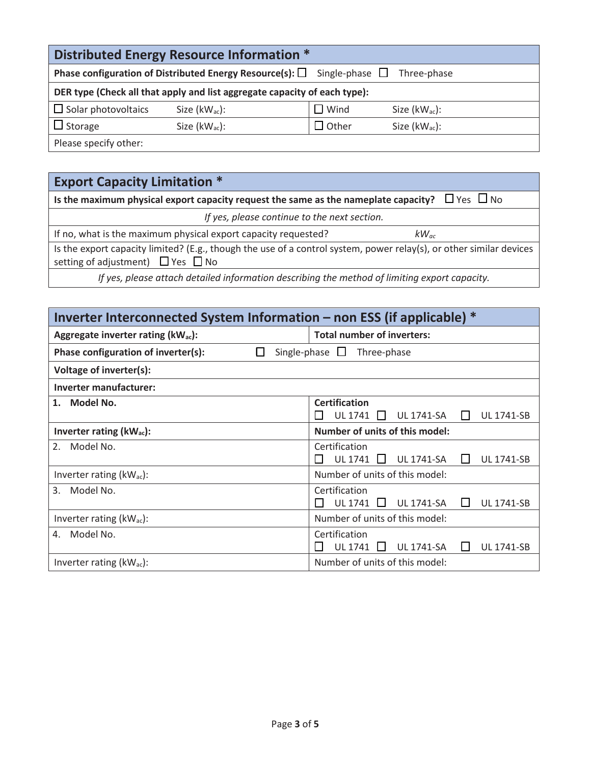## Distributed Energy Resource Information *

| | | | |
|---|---|---|---|
| **Phase configuration of Distributed Energy Resource(s):** ☐ Single-phase ☐ Three-phase | | | |
| **DER type (Check all that apply and list aggregate capacity of each type):** | | | |
| ☐ Solar photovoltaics | Size ($kW_{ac}$): | ☐ Wind | Size ($kW_{ac}$): |
| ☐ Storage | Size ($kW_{ac}$): | ☐ Other | Size ($kW_{ac}$): |
| Please specify other: | | | |

## Export Capacity Limitation *

| | |
|---|---|
| **Is the maximum physical export capacity request the same as the nameplate capacity?** ☐ Yes ☐ No | |
| *If yes, please continue to the next section.* | |
| If no, what is the maximum physical export capacity requested? | *$kW_{ac}$* |
| Is the export capacity limited? (E.g., though the use of a control system, power relay(s), or other similar devices setting of adjustment) ☐ Yes ☐ No | |
| *If yes, please attach detailed information describing the method of limiting export capacity.* | |

## Inverter Interconnected System Information – non ESS (if applicable) *

| | |
|---|---|
| **Aggregate inverter rating ($kW_{ac}$):** | **Total number of inverters:** |
| **Phase configuration of inverter(s):** ☐ Single-phase ☐ Three-phase | |
| **Voltage of inverter(s):** | |
| **Inverter manufacturer:** | |
| **1. Model No.** | **Certification** ☐ UL 1741 ☐ UL 1741-SA ☐ UL 1741-SB |
| **Inverter rating ($kW_{ac}$):** | **Number of units of this model:** |
| 2. Model No. | Certification ☐ UL 1741 ☐ UL 1741-SA ☐ UL 1741-SB |
| Inverter rating ($kW_{ac}$): | Number of units of this model: |
| 3. Model No. | Certification ☐ UL 1741 ☐ UL 1741-SA ☐ UL 1741-SB |
| Inverter rating ($kW_{ac}$): | Number of units of this model: |
| 4. Model No. | Certification ☐ UL 1741 ☐ UL 1741-SA ☐ UL 1741-SB |
| Inverter rating ($kW_{ac}$): | Number of units of this model: |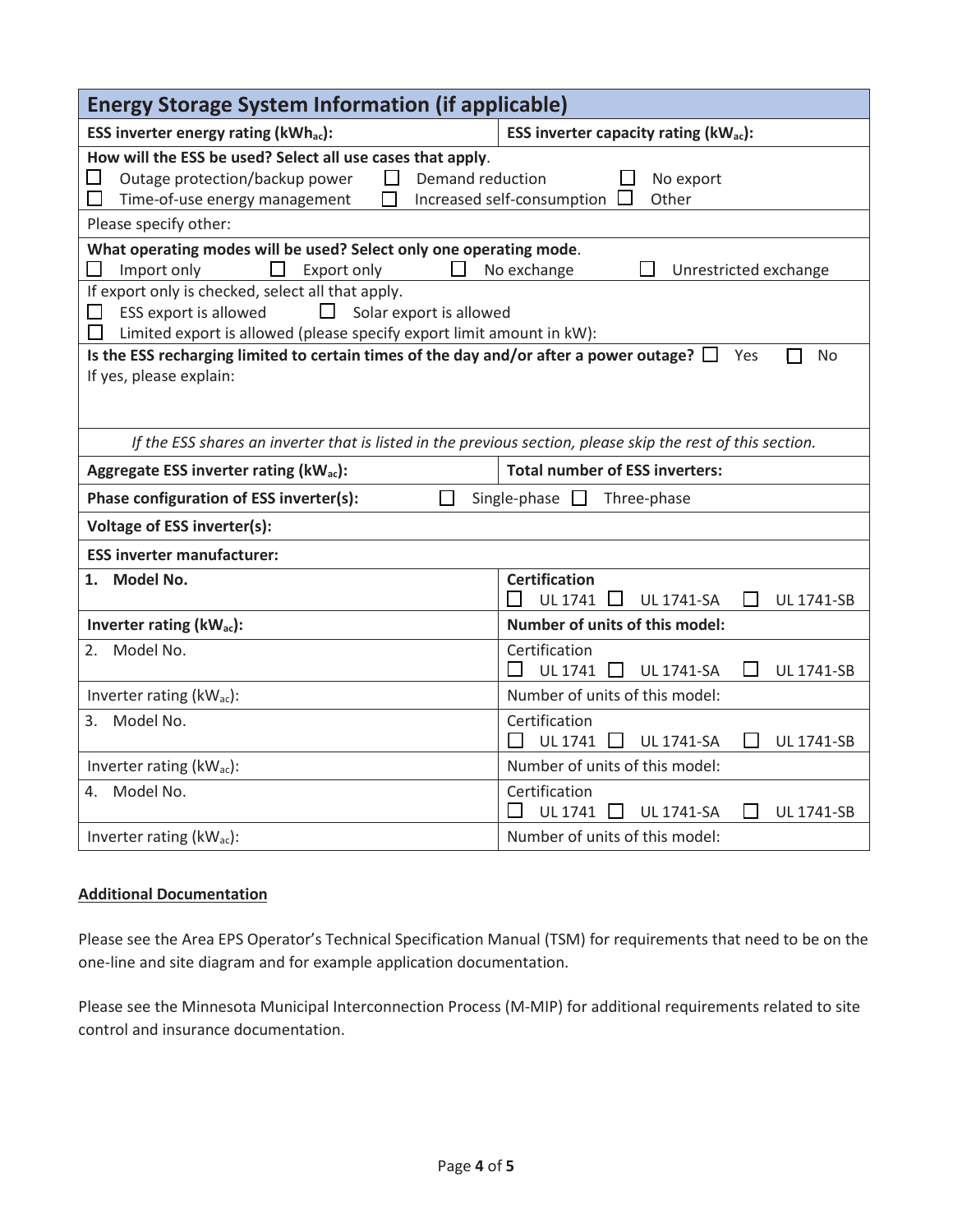| Energy Storage System Information (if applicable) | |
|---|---|
| **ESS inverter energy rating (kWh$_{ac}$):** | **ESS inverter capacity rating (kW$_{ac}$):** |
| **How will the ESS be used? Select all use cases that apply.** ☐ Outage protection/backup power ☐ Demand reduction ☐ No export ☐ Time-of-use energy management ☐ Increased self-consumption ☐ Other | |
| Please specify other: | |
| **What operating modes will be used? Select only one operating mode.** ☐ Import only ☐ Export only ☐ No exchange ☐ Unrestricted exchange | |
| If export only is checked, select all that apply. ☐ ESS export is allowed ☐ Solar export is allowed ☐ Limited export is allowed (please specify export limit amount in kW): | |
| **Is the ESS recharging limited to certain times of the day and/or after a power outage?** ☐ Yes ☐ No If yes, please explain: | |
| *If the ESS shares an inverter that is listed in the previous section, please skip the rest of this section.* | |
| **Aggregate ESS inverter rating (kW$_{ac}$):** | **Total number of ESS inverters:** |
| **Phase configuration of ESS inverter(s):** | ☐ Single-phase ☐ Three-phase |
| **Voltage of ESS inverter(s):** | |
| **ESS inverter manufacturer:** | |
| **1. Model No.** | **Certification** ☐ UL 1741 ☐ UL 1741-SA ☐ UL 1741-SB |
| **Inverter rating (kW$_{ac}$):** | **Number of units of this model:** |
| 2. Model No. | Certification ☐ UL 1741 ☐ UL 1741-SA ☐ UL 1741-SB |
| Inverter rating (kW$_{ac}$): | Number of units of this model: |
| 3. Model No. | Certification ☐ UL 1741 ☐ UL 1741-SA ☐ UL 1741-SB |
| Inverter rating (kW$_{ac}$): | Number of units of this model: |
| 4. Model No. | Certification ☐ UL 1741 ☐ UL 1741-SA ☐ UL 1741-SB |
| Inverter rating (kW$_{ac}$): | Number of units of this model: |

**Additional Documentation**

Please see the Area EPS Operator's Technical Specification Manual (TSM) for requirements that need to be on the one-line and site diagram and for example application documentation.

Please see the Minnesota Municipal Interconnection Process (M-MIP) for additional requirements related to site control and insurance documentation.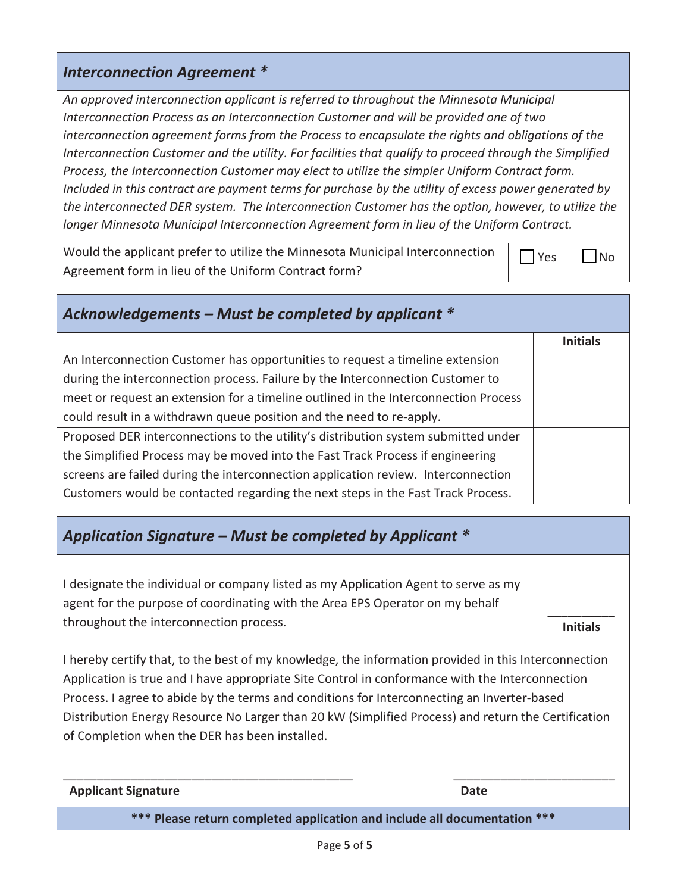## *Interconnection Agreement \**

*An approved interconnection applicant is referred to throughout the Minnesota Municipal Interconnection Process as an Interconnection Customer and will be provided one of two interconnection agreement forms from the Process to encapsulate the rights and obligations of the Interconnection Customer and the utility. For facilities that qualify to proceed through the Simplified Process, the Interconnection Customer may elect to utilize the simpler Uniform Contract form. Included in this contract are payment terms for purchase by the utility of excess power generated by the interconnected DER system. The Interconnection Customer has the option, however, to utilize the longer Minnesota Municipal Interconnection Agreement form in lieu of the Uniform Contract.*

| | |
|---|---|
| Would the applicant prefer to utilize the Minnesota Municipal Interconnection Agreement form in lieu of the Uniform Contract form? | ☐ Yes ☐ No |

## *Acknowledgements – Must be completed by applicant \**

| | **Initials** |
|---|---|
| An Interconnection Customer has opportunities to request a timeline extension during the interconnection process. Failure by the Interconnection Customer to meet or request an extension for a timeline outlined in the Interconnection Process could result in a withdrawn queue position and the need to re-apply. | |
| Proposed DER interconnections to the utility's distribution system submitted under the Simplified Process may be moved into the Fast Track Process if engineering screens are failed during the interconnection application review. Interconnection Customers would be contacted regarding the next steps in the Fast Track Process. | |

## *Application Signature – Must be completed by Applicant \**

I designate the individual or company listed as my Application Agent to serve as my agent for the purpose of coordinating with the Area EPS Operator on my behalf throughout the interconnection process.

__________
**Initials**

I hereby certify that, to the best of my knowledge, the information provided in this Interconnection Application is true and I have appropriate Site Control in conformance with the Interconnection Process. I agree to abide by the terms and conditions for Interconnecting an Inverter-based Distribution Energy Resource No Larger than 20 kW (Simplified Process) and return the Certification of Completion when the DER has been installed.

______________________________________________ _________________________

**Applicant Signature** **Date**

**\*\*\* Please return completed application and include all documentation \*\*\***